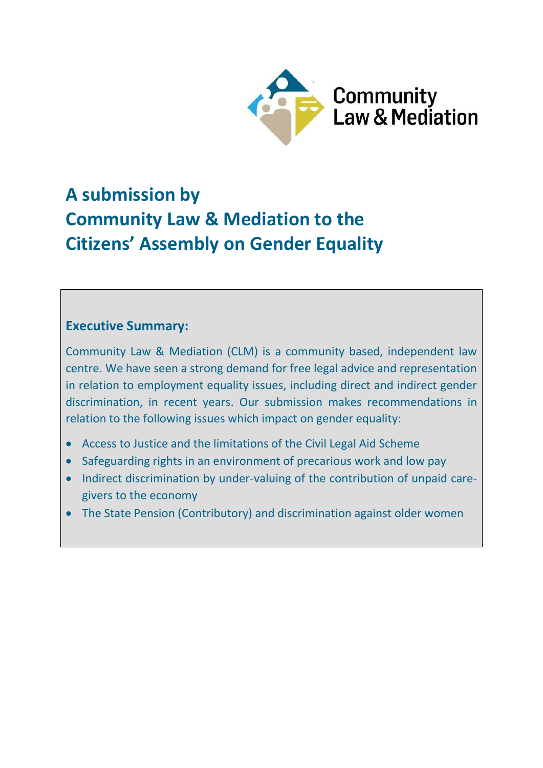Community Law & Mediation

# A submission by Community Law & Mediation to the Citizens' Assembly on Gender Equality

**Executive Summary:**

Community Law & Mediation (CLM) is a community based, independent law centre. We have seen a strong demand for free legal advice and representation in relation to employment equality issues, including direct and indirect gender discrimination, in recent years. Our submission makes recommendations in relation to the following issues which impact on gender equality:

- Access to Justice and the limitations of the Civil Legal Aid Scheme
- Safeguarding rights in an environment of precarious work and low pay
- Indirect discrimination by under-valuing of the contribution of unpaid care-givers to the economy
- The State Pension (Contributory) and discrimination against older women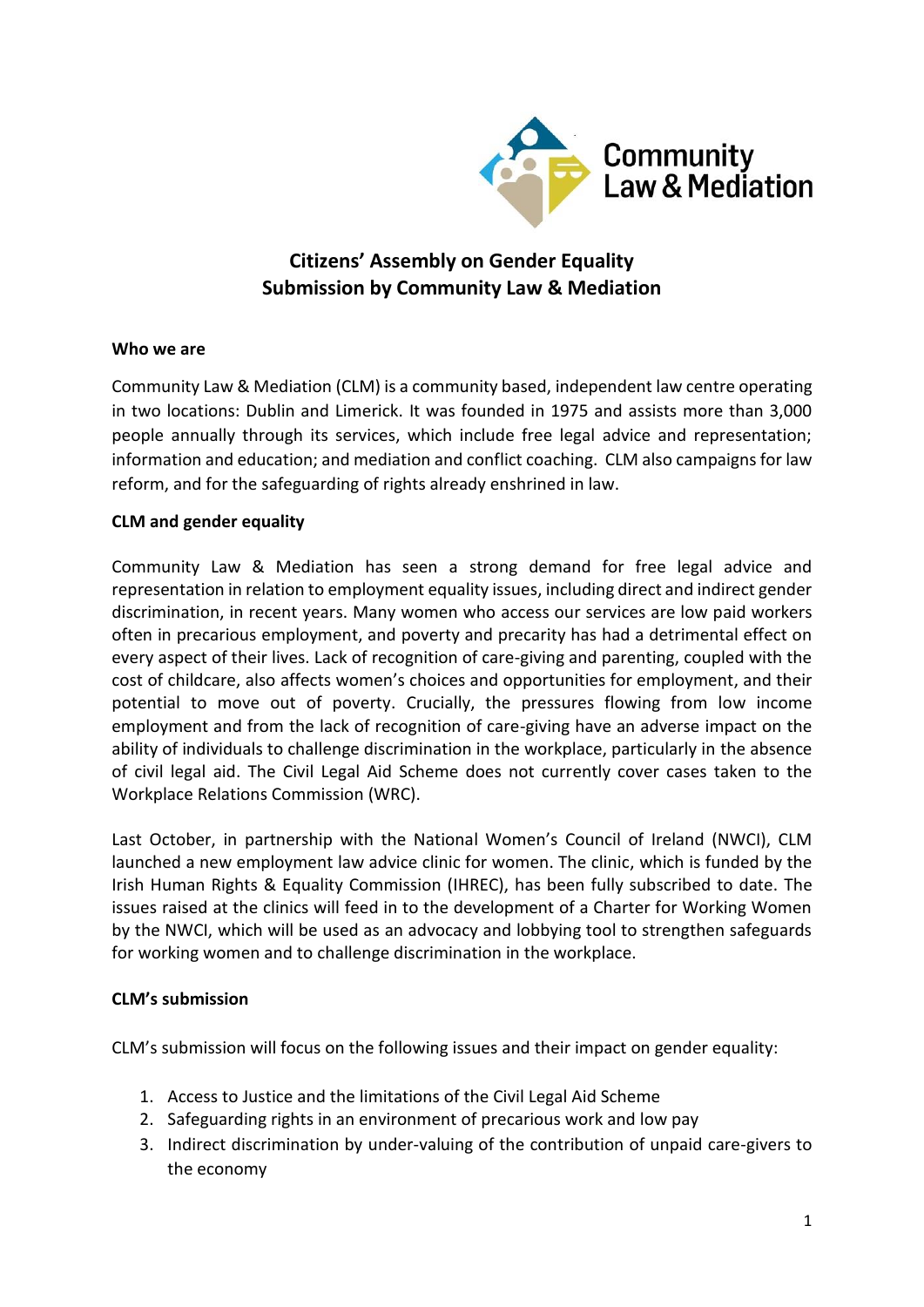# Citizens' Assembly on Gender Equality
# Submission by Community Law & Mediation

**Who we are**

Community Law & Mediation (CLM) is a community based, independent law centre operating in two locations: Dublin and Limerick. It was founded in 1975 and assists more than 3,000 people annually through its services, which include free legal advice and representation; information and education; and mediation and conflict coaching. CLM also campaigns for law reform, and for the safeguarding of rights already enshrined in law.

**CLM and gender equality**

Community Law & Mediation has seen a strong demand for free legal advice and representation in relation to employment equality issues, including direct and indirect gender discrimination, in recent years. Many women who access our services are low paid workers often in precarious employment, and poverty and precarity has had a detrimental effect on every aspect of their lives. Lack of recognition of care-giving and parenting, coupled with the cost of childcare, also affects women's choices and opportunities for employment, and their potential to move out of poverty. Crucially, the pressures flowing from low income employment and from the lack of recognition of care-giving have an adverse impact on the ability of individuals to challenge discrimination in the workplace, particularly in the absence of civil legal aid. The Civil Legal Aid Scheme does not currently cover cases taken to the Workplace Relations Commission (WRC).

Last October, in partnership with the National Women's Council of Ireland (NWCI), CLM launched a new employment law advice clinic for women. The clinic, which is funded by the Irish Human Rights & Equality Commission (IHREC), has been fully subscribed to date. The issues raised at the clinics will feed in to the development of a Charter for Working Women by the NWCI, which will be used as an advocacy and lobbying tool to strengthen safeguards for working women and to challenge discrimination in the workplace.

**CLM's submission**

CLM's submission will focus on the following issues and their impact on gender equality:

1. Access to Justice and the limitations of the Civil Legal Aid Scheme
2. Safeguarding rights in an environment of precarious work and low pay
3. Indirect discrimination by under-valuing of the contribution of unpaid care-givers to the economy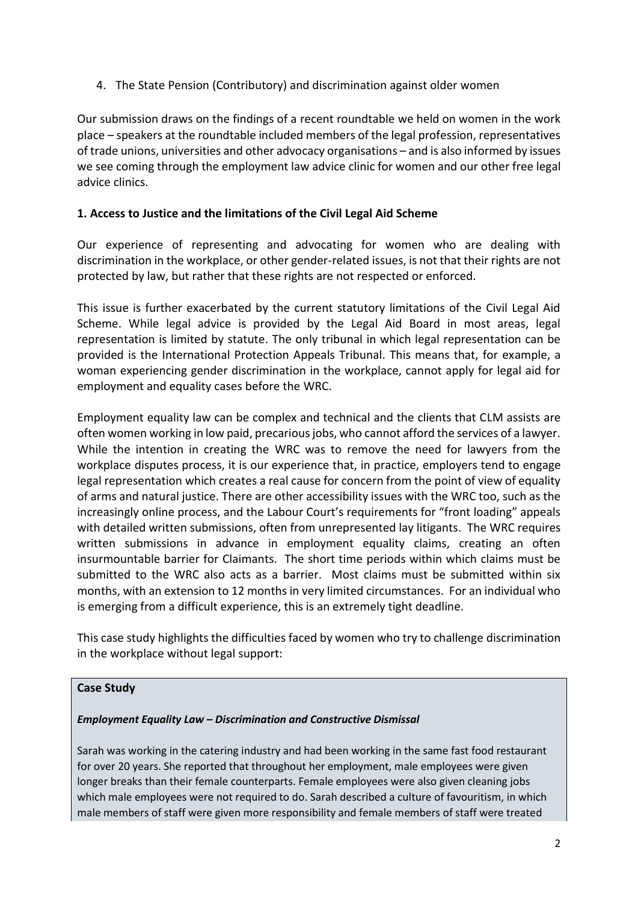4. The State Pension (Contributory) and discrimination against older women

Our submission draws on the findings of a recent roundtable we held on women in the work place – speakers at the roundtable included members of the legal profession, representatives of trade unions, universities and other advocacy organisations – and is also informed by issues we see coming through the employment law advice clinic for women and our other free legal advice clinics.

**1. Access to Justice and the limitations of the Civil Legal Aid Scheme**

Our experience of representing and advocating for women who are dealing with discrimination in the workplace, or other gender-related issues, is not that their rights are not protected by law, but rather that these rights are not respected or enforced.

This issue is further exacerbated by the current statutory limitations of the Civil Legal Aid Scheme. While legal advice is provided by the Legal Aid Board in most areas, legal representation is limited by statute. The only tribunal in which legal representation can be provided is the International Protection Appeals Tribunal. This means that, for example, a woman experiencing gender discrimination in the workplace, cannot apply for legal aid for employment and equality cases before the WRC.

Employment equality law can be complex and technical and the clients that CLM assists are often women working in low paid, precarious jobs, who cannot afford the services of a lawyer. While the intention in creating the WRC was to remove the need for lawyers from the workplace disputes process, it is our experience that, in practice, employers tend to engage legal representation which creates a real cause for concern from the point of view of equality of arms and natural justice. There are other accessibility issues with the WRC too, such as the increasingly online process, and the Labour Court's requirements for "front loading" appeals with detailed written submissions, often from unrepresented lay litigants. The WRC requires written submissions in advance in employment equality claims, creating an often insurmountable barrier for Claimants. The short time periods within which claims must be submitted to the WRC also acts as a barrier. Most claims must be submitted within six months, with an extension to 12 months in very limited circumstances. For an individual who is emerging from a difficult experience, this is an extremely tight deadline.

This case study highlights the difficulties faced by women who try to challenge discrimination in the workplace without legal support:

**Case Study**

***Employment Equality Law – Discrimination and Constructive Dismissal***

Sarah was working in the catering industry and had been working in the same fast food restaurant for over 20 years. She reported that throughout her employment, male employees were given longer breaks than their female counterparts. Female employees were also given cleaning jobs which male employees were not required to do. Sarah described a culture of favouritism, in which male members of staff were given more responsibility and female members of staff were treated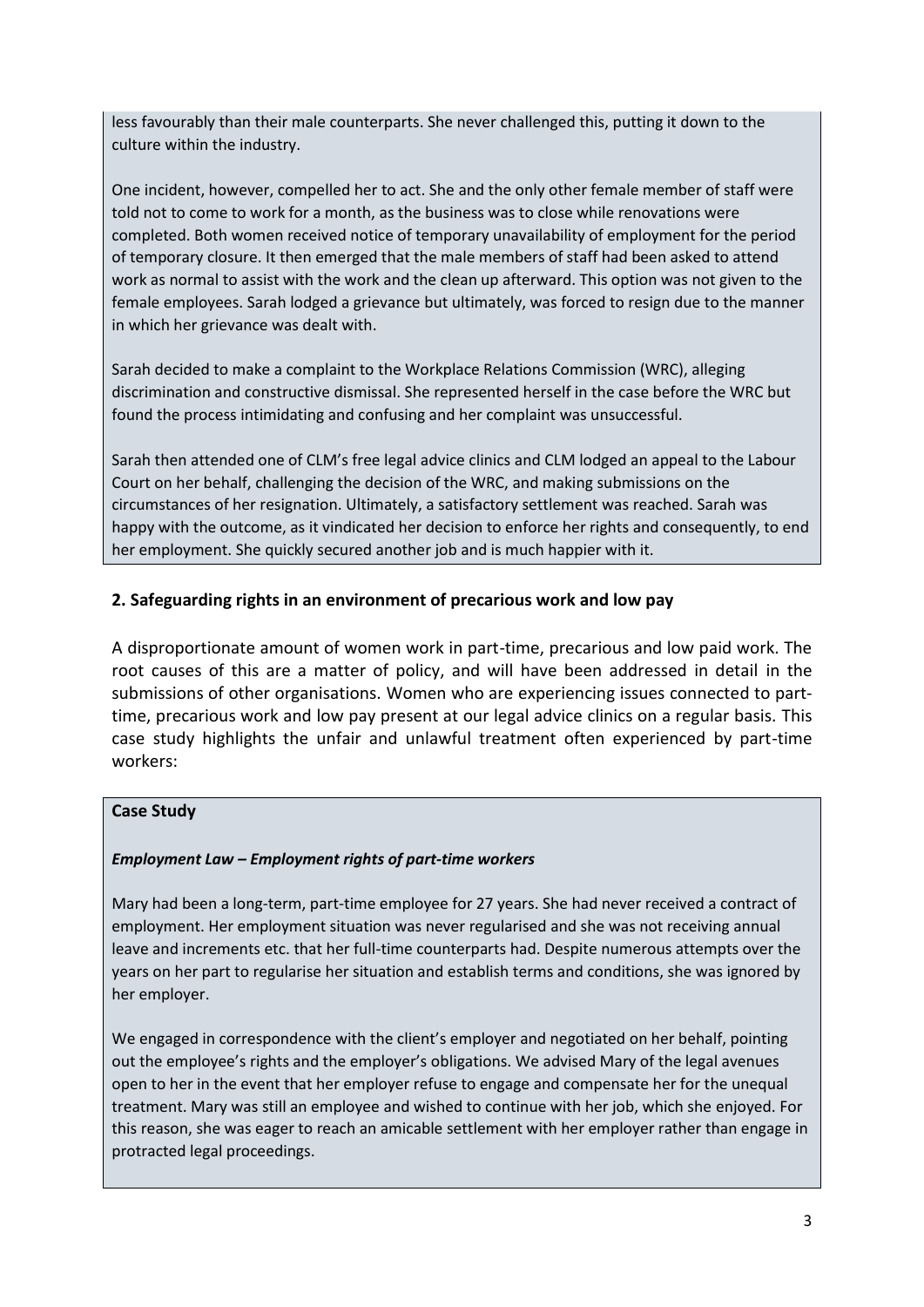less favourably than their male counterparts. She never challenged this, putting it down to the culture within the industry.

One incident, however, compelled her to act. She and the only other female member of staff were told not to come to work for a month, as the business was to close while renovations were completed. Both women received notice of temporary unavailability of employment for the period of temporary closure. It then emerged that the male members of staff had been asked to attend work as normal to assist with the work and the clean up afterward. This option was not given to the female employees. Sarah lodged a grievance but ultimately, was forced to resign due to the manner in which her grievance was dealt with.

Sarah decided to make a complaint to the Workplace Relations Commission (WRC), alleging discrimination and constructive dismissal. She represented herself in the case before the WRC but found the process intimidating and confusing and her complaint was unsuccessful.

Sarah then attended one of CLM's free legal advice clinics and CLM lodged an appeal to the Labour Court on her behalf, challenging the decision of the WRC, and making submissions on the circumstances of her resignation. Ultimately, a satisfactory settlement was reached. Sarah was happy with the outcome, as it vindicated her decision to enforce her rights and consequently, to end her employment. She quickly secured another job and is much happier with it.

## 2. Safeguarding rights in an environment of precarious work and low pay

A disproportionate amount of women work in part-time, precarious and low paid work. The root causes of this are a matter of policy, and will have been addressed in detail in the submissions of other organisations. Women who are experiencing issues connected to part-time, precarious work and low pay present at our legal advice clinics on a regular basis. This case study highlights the unfair and unlawful treatment often experienced by part-time workers:

**Case Study**

***Employment Law – Employment rights of part-time workers***

Mary had been a long-term, part-time employee for 27 years. She had never received a contract of employment. Her employment situation was never regularised and she was not receiving annual leave and increments etc. that her full-time counterparts had. Despite numerous attempts over the years on her part to regularise her situation and establish terms and conditions, she was ignored by her employer.

We engaged in correspondence with the client's employer and negotiated on her behalf, pointing out the employee's rights and the employer's obligations. We advised Mary of the legal avenues open to her in the event that her employer refuse to engage and compensate her for the unequal treatment. Mary was still an employee and wished to continue with her job, which she enjoyed. For this reason, she was eager to reach an amicable settlement with her employer rather than engage in protracted legal proceedings.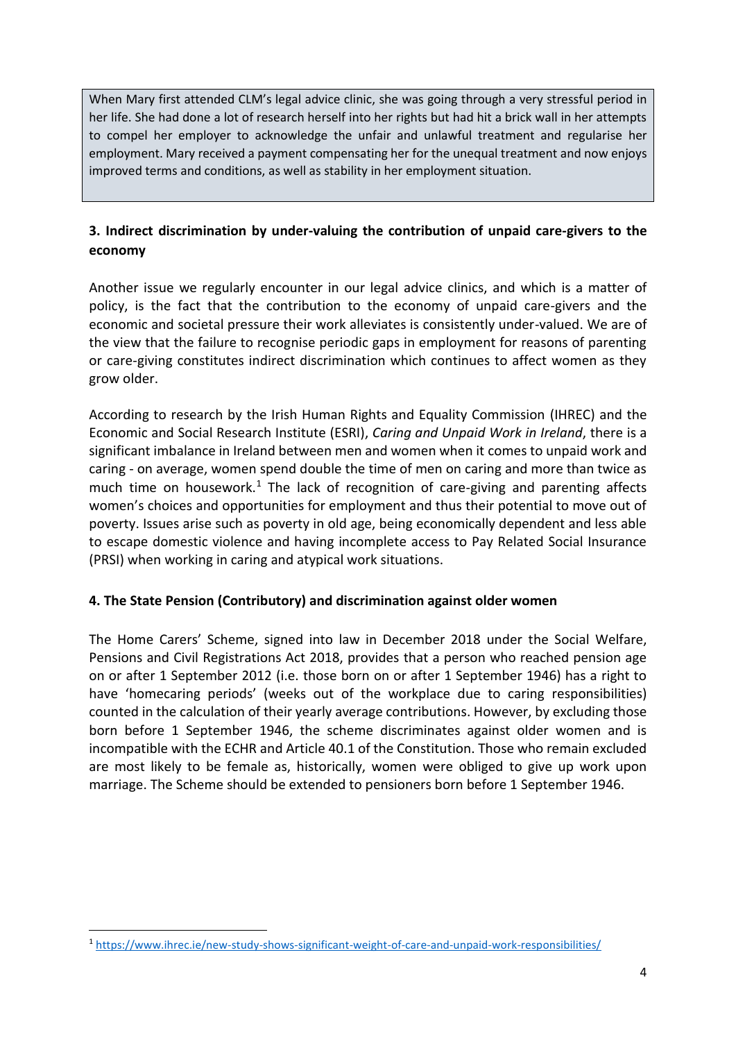When Mary first attended CLM's legal advice clinic, she was going through a very stressful period in her life. She had done a lot of research herself into her rights but had hit a brick wall in her attempts to compel her employer to acknowledge the unfair and unlawful treatment and regularise her employment. Mary received a payment compensating her for the unequal treatment and now enjoys improved terms and conditions, as well as stability in her employment situation.

### 3. Indirect discrimination by under-valuing the contribution of unpaid care-givers to the economy

Another issue we regularly encounter in our legal advice clinics, and which is a matter of policy, is the fact that the contribution to the economy of unpaid care-givers and the economic and societal pressure their work alleviates is consistently under-valued. We are of the view that the failure to recognise periodic gaps in employment for reasons of parenting or care-giving constitutes indirect discrimination which continues to affect women as they grow older.

According to research by the Irish Human Rights and Equality Commission (IHREC) and the Economic and Social Research Institute (ESRI), *Caring and Unpaid Work in Ireland*, there is a significant imbalance in Ireland between men and women when it comes to unpaid work and caring - on average, women spend double the time of men on caring and more than twice as much time on housework.[1] The lack of recognition of care-giving and parenting affects women's choices and opportunities for employment and thus their potential to move out of poverty. Issues arise such as poverty in old age, being economically dependent and less able to escape domestic violence and having incomplete access to Pay Related Social Insurance (PRSI) when working in caring and atypical work situations.

### 4. The State Pension (Contributory) and discrimination against older women

The Home Carers' Scheme, signed into law in December 2018 under the Social Welfare, Pensions and Civil Registrations Act 2018, provides that a person who reached pension age on or after 1 September 2012 (i.e. those born on or after 1 September 1946) has a right to have 'homecaring periods' (weeks out of the workplace due to caring responsibilities) counted in the calculation of their yearly average contributions. However, by excluding those born before 1 September 1946, the scheme discriminates against older women and is incompatible with the ECHR and Article 40.1 of the Constitution. Those who remain excluded are most likely to be female as, historically, women were obliged to give up work upon marriage. The Scheme should be extended to pensioners born before 1 September 1946.

---

[1] https://www.ihrec.ie/new-study-shows-significant-weight-of-care-and-unpaid-work-responsibilities/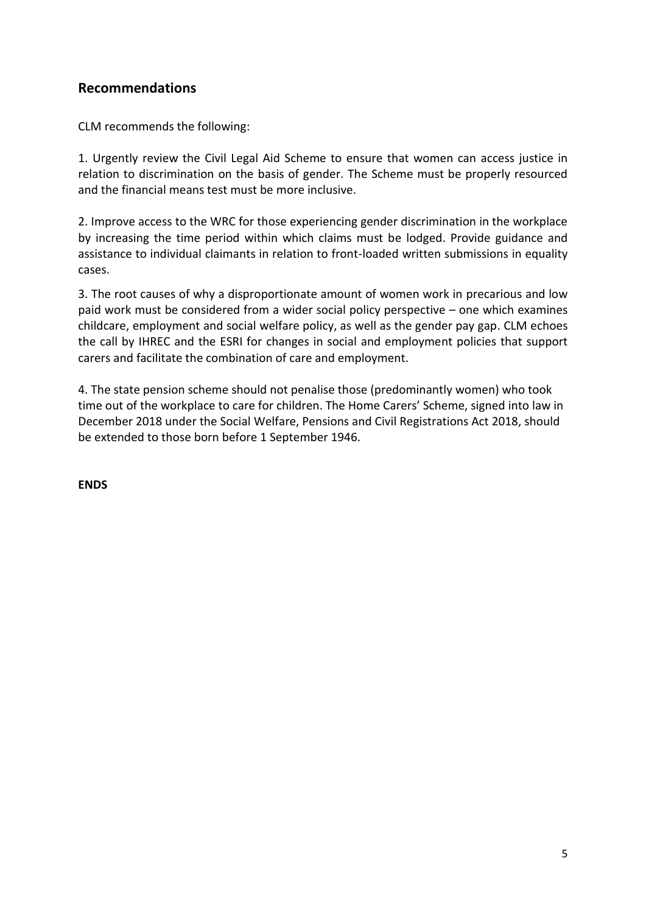## Recommendations

CLM recommends the following:

1. Urgently review the Civil Legal Aid Scheme to ensure that women can access justice in relation to discrimination on the basis of gender. The Scheme must be properly resourced and the financial means test must be more inclusive.

2. Improve access to the WRC for those experiencing gender discrimination in the workplace by increasing the time period within which claims must be lodged. Provide guidance and assistance to individual claimants in relation to front-loaded written submissions in equality cases.

3. The root causes of why a disproportionate amount of women work in precarious and low paid work must be considered from a wider social policy perspective – one which examines childcare, employment and social welfare policy, as well as the gender pay gap. CLM echoes the call by IHREC and the ESRI for changes in social and employment policies that support carers and facilitate the combination of care and employment.

4. The state pension scheme should not penalise those (predominantly women) who took time out of the workplace to care for children. The Home Carers' Scheme, signed into law in December 2018 under the Social Welfare, Pensions and Civil Registrations Act 2018, should be extended to those born before 1 September 1946.

**ENDS**